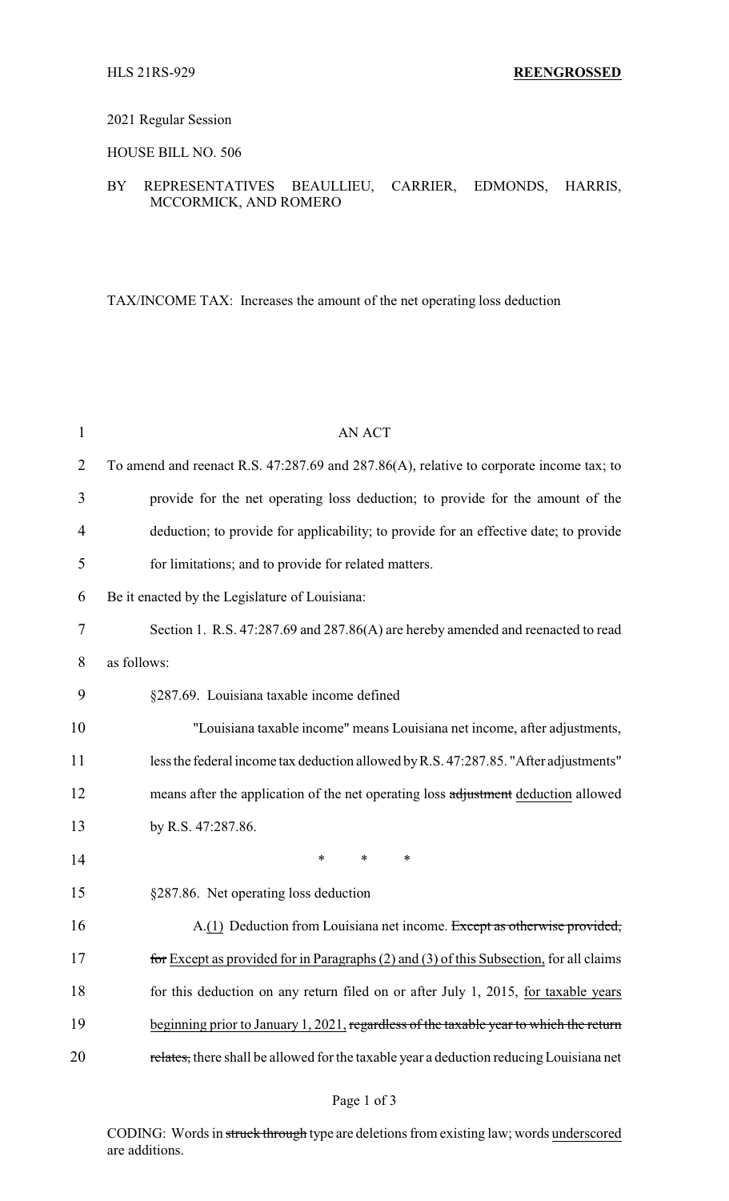HLS 21RS-929 **REENGROSSED**

2021 Regular Session

HOUSE BILL NO. 506

BY REPRESENTATIVES BEAULLIEU, CARRIER, EDMONDS, HARRIS, MCCORMICK, AND ROMERO

TAX/INCOME TAX: Increases the amount of the net operating loss deduction

AN ACT

To amend and reenact R.S. 47:287.69 and 287.86(A), relative to corporate income tax; to provide for the net operating loss deduction; to provide for the amount of the deduction; to provide for applicability; to provide for an effective date; to provide for limitations; and to provide for related matters.

Be it enacted by the Legislature of Louisiana:

Section 1. R.S. 47:287.69 and 287.86(A) are hereby amended and reenacted to read as follows:

§287.69. Louisiana taxable income defined

"Louisiana taxable income" means Louisiana net income, after adjustments, less the federal income tax deduction allowed by R.S. 47:287.85. "After adjustments" means after the application of the net operating loss ~~adjustment~~ deduction allowed by R.S. 47:287.86.

\* \* \*

§287.86. Net operating loss deduction

A.(1) Deduction from Louisiana net income. ~~Except as otherwise provided, for~~ Except as provided for in Paragraphs (2) and (3) of this Subsection, for all claims for this deduction on any return filed on or after July 1, 2015, for taxable years beginning prior to January 1, 2021, ~~regardless of the taxable year to which the return relates,~~ there shall be allowed for the taxable year a deduction reducing Louisiana net

CODING: Words in ~~struck through~~ type are deletions from existing law; words underscored are additions.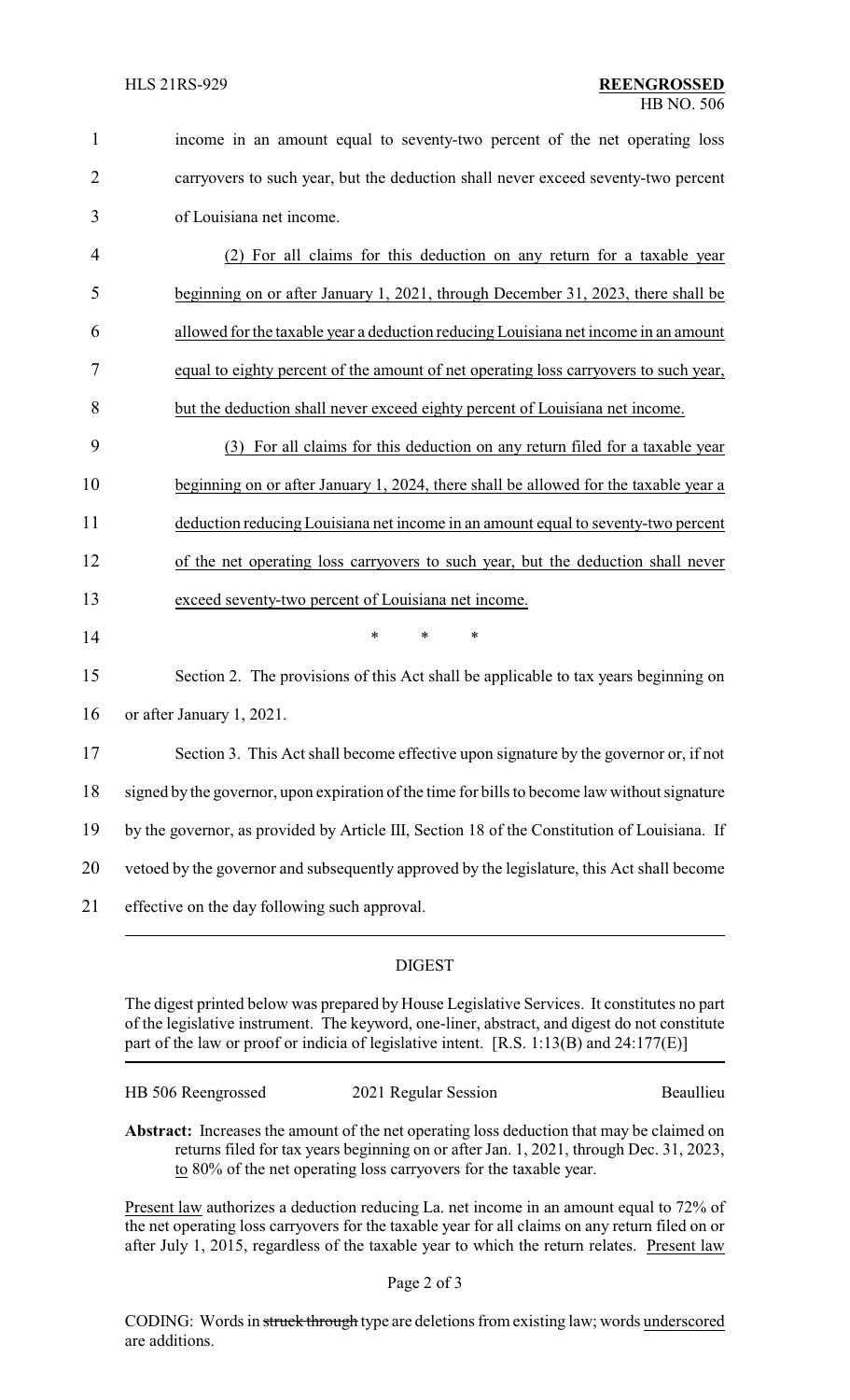income in an amount equal to seventy-two percent of the net operating loss carryovers to such year, but the deduction shall never exceed seventy-two percent of Louisiana net income.

(2) For all claims for this deduction on any return for a taxable year beginning on or after January 1, 2021, through December 31, 2023, there shall be allowed for the taxable year a deduction reducing Louisiana net income in an amount equal to eighty percent of the amount of net operating loss carryovers to such year, but the deduction shall never exceed eighty percent of Louisiana net income.

(3) For all claims for this deduction on any return filed for a taxable year beginning on or after January 1, 2024, there shall be allowed for the taxable year a deduction reducing Louisiana net income in an amount equal to seventy-two percent of the net operating loss carryovers to such year, but the deduction shall never exceed seventy-two percent of Louisiana net income.

\* \* \*

Section 2. The provisions of this Act shall be applicable to tax years beginning on or after January 1, 2021.

Section 3. This Act shall become effective upon signature by the governor or, if not signed by the governor, upon expiration of the time for bills to become law without signature by the governor, as provided by Article III, Section 18 of the Constitution of Louisiana. If vetoed by the governor and subsequently approved by the legislature, this Act shall become effective on the day following such approval.

## DIGEST

The digest printed below was prepared by House Legislative Services. It constitutes no part of the legislative instrument. The keyword, one-liner, abstract, and digest do not constitute part of the law or proof or indicia of legislative intent. [R.S. 1:13(B) and 24:177(E)]

HB 506 Reengrossed 2021 Regular Session Beaullieu

**Abstract:** Increases the amount of the net operating loss deduction that may be claimed on returns filed for tax years beginning on or after Jan. 1, 2021, through Dec. 31, 2023, to 80% of the net operating loss carryovers for the taxable year.

Present law authorizes a deduction reducing La. net income in an amount equal to 72% of the net operating loss carryovers for the taxable year for all claims on any return filed on or after July 1, 2015, regardless of the taxable year to which the return relates. Present law

CODING: Words in ~~struck through~~ type are deletions from existing law; words underscored are additions.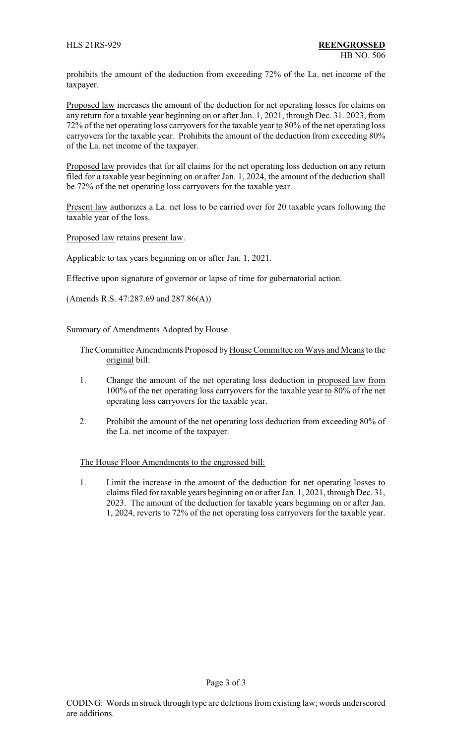prohibits the amount of the deduction from exceeding 72% of the La. net income of the taxpayer.

Proposed law increases the amount of the deduction for net operating losses for claims on any return for a taxable year beginning on or after Jan. 1, 2021, through Dec. 31. 2023, from 72% of the net operating loss carryovers for the taxable year to 80% of the net operating loss carryovers for the taxable year. Prohibits the amount of the deduction from exceeding 80% of the La. net income of the taxpayer.

Proposed law provides that for all claims for the net operating loss deduction on any return filed for a taxable year beginning on or after Jan. 1, 2024, the amount of the deduction shall be 72% of the net operating loss carryovers for the taxable year.

Present law authorizes a La. net loss to be carried over for 20 taxable years following the taxable year of the loss.

Proposed law retains present law.

Applicable to tax years beginning on or after Jan. 1, 2021.

Effective upon signature of governor or lapse of time for gubernatorial action.

(Amends R.S. 47:287.69 and 287.86(A))

Summary of Amendments Adopted by House

The Committee Amendments Proposed by House Committee on Ways and Means to the original bill:

1. Change the amount of the net operating loss deduction in proposed law from 100% of the net operating loss carryovers for the taxable year to 80% of the net operating loss carryovers for the taxable year.
2. Prohibit the amount of the net operating loss deduction from exceeding 80% of the La. net income of the taxpayer.

The House Floor Amendments to the engrossed bill:

1. Limit the increase in the amount of the deduction for net operating losses to claims filed for taxable years beginning on or after Jan. 1, 2021, through Dec. 31, 2023. The amount of the deduction for taxable years beginning on or after Jan. 1, 2024, reverts to 72% of the net operating loss carryovers for the taxable year.